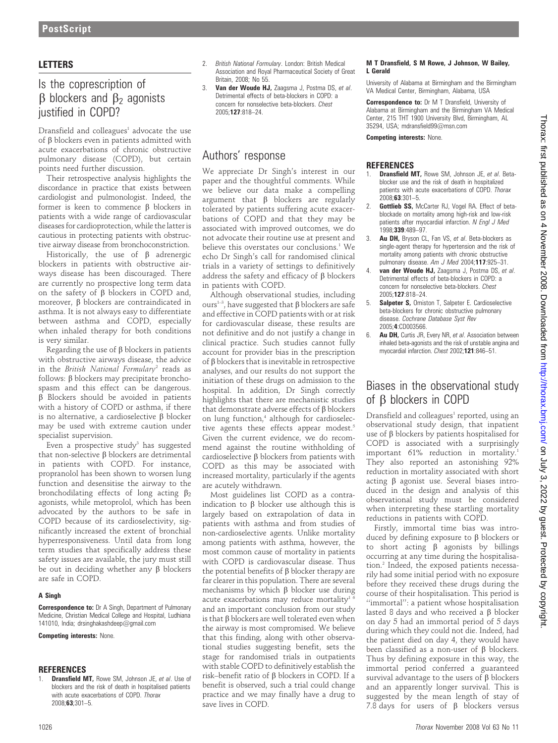# LETTERS

## Is the coprescription of β blockers and $\beta_2$ agonists justified in COPD?

Dransfield and colleagues[1] advocate the use of β blockers even in patients admitted with acute exacerbations of chronic obstructive pulmonary disease (COPD), but certain points need further discussion.

Their retrospective analysis highlights the discordance in practice that exists between cardiologist and pulmonologist. Indeed, the former is keen to commence β blockers in patients with a wide range of cardiovascular diseases for cardioprotection, while the latter is cautious in protecting patients with obstructive airway disease from bronchoconstriction.

Historically, the use of β adrenergic blockers in patients with obstructive airways disease has been discouraged. There are currently no prospective long term data on the safety of β blockers in COPD and, moreover, β blockers are contraindicated in asthma. It is not always easy to differentiate between asthma and COPD, especially when inhaled therapy for both conditions is very similar.

Regarding the use of β blockers in patients with obstructive airways disease, the advice in the *British National Formulary*[2] reads as follows: β blockers may precipitate bronchospasm and this effect can be dangerous. β Blockers should be avoided in patients with a history of COPD or asthma, if there is no alternative, a cardioselective β blocker may be used with extreme caution under specialist supervision.

Even a prospective study[3] has suggested that non-selective β blockers are detrimental in patients with COPD. For instance, propranolol has been shown to worsen lung function and desensitise the airway to the bronchodilating effects of long acting $\beta_2$ agonists, while metoprolol, which has been advocated by the authors to be safe in COPD because of its cardioselectivity, significantly increased the extent of bronchial hyperresponsiveness. Until data from long term studies that specifically address these safety issues are available, the jury must still be out in deciding whether any β blockers are safe in COPD.

**A Singh**

**Correspondence to:** Dr A Singh, Department of Pulmonary Medicine, Christian Medical College and Hospital, Ludhiana 141010, India; drsinghakashdeep@gmail.com

**Competing interests:** None.

### REFERENCES

1. **Dransfield MT,** Rowe SM, Johnson JE, *et al*. Use of blockers and the risk of death in hospitalised patients with acute exacerbations of COPD. *Thorax* 2008;**63**:301–5.
2. *British National Formulary*. London: British Medical Association and Royal Pharmaceutical Society of Great Britain, 2008; No 55.
3. **Van der Woude HJ,** Zaagsma J, Postma DS, *et al*. Detrimental effects of beta-blockers in COPD: a concern for nonselective beta-blockers. *Chest* 2005;**127**:818–24.

## Authors' response

We appreciate Dr Singh's interest in our paper and the thoughtful comments. While we believe our data make a compelling argument that β blockers are regularly tolerated by patients suffering acute exacerbations of COPD and that they may be associated with improved outcomes, we do not advocate their routine use at present and believe this overstates our conclusions.[1] We echo Dr Singh's call for randomised clinical trials in a variety of settings to definitively address the safety and efficacy of β blockers in patients with COPD.

Although observational studies, including ours[1–3], have suggested that β blockers are safe and effective in COPD patients with or at risk for cardiovascular disease, these results are not definitive and do not justify a change in clinical practice. Such studies cannot fully account for provider bias in the prescription of β blockers that is inevitable in retrospective analyses, and our results do not support the initiation of these drugs on admission to the hospital. In addition, Dr Singh correctly highlights that there are mechanistic studies that demonstrate adverse effects of β blockers on lung function,[4] although for cardioselective agents these effects appear modest.[5] Given the current evidence, we do recommend against the routine withholding of cardioselective β blockers from patients with COPD as this may be associated with increased mortality, particularly if the agents are acutely withdrawn.

Most guidelines list COPD as a contraindication to β blocker use although this is largely based on extrapolation of data in patients with asthma and from studies of non-cardioselective agents. Unlike mortality among patients with asthma, however, the most common cause of mortality in patients with COPD is cardiovascular disease. Thus the potential benefits of β blocker therapy are far clearer in this population. There are several mechanisms by which β blocker use during acute exacerbations may reduce mortality[1 6] and an important conclusion from our study is that β blockers are well tolerated even when the airway is most compromised. We believe that this finding, along with other observational studies suggesting benefit, sets the stage for randomised trials in outpatients with stable COPD to definitively establish the risk–benefit ratio of β blockers in COPD. If a benefit is observed, such a trial could change practice and we may finally have a drug to save lives in COPD.

**M T Dransfield, S M Rowe, J Johnson, W Bailey, L Gerald**

University of Alabama at Birmingham and the Birmingham VA Medical Center, Birmingham, Alabama, USA

**Correspondence to:** Dr M T Dransfield, University of Alabama at Birmingham and the Birmingham VA Medical Center, 215 THT 1900 University Blvd, Birmingham, AL 35294, USA; mdransfield99@msn.com

**Competing interests:** None.

### REFERENCES

1. **Dransfield MT,** Rowe SM, Johnson JE, *et al*. Beta-blocker use and the risk of death in hospitalized patients with acute exacerbations of COPD. *Thorax* 2008;**63**:301–5.
2. **Gottlieb SS,** McCarter RJ, Vogel RA. Effect of beta-blockade on mortality among high-risk and low-risk patients after myocardial infarction. *N Engl J Med* 1998;**339**:489–97.
3. **Au DH,** Bryson CL, Fan VS, *et al*. Beta-blockers as single-agent therapy for hypertension and the risk of mortality among patients with chronic obstructive pulmonary disease. *Am J Med* 2004;**117**:925–31.
4. **van der Woude HJ,** Zaagsma J, Postma DS, *et al*. Detrimental effects of beta-blockers in COPD: a concern for nonselective beta-blockers. *Chest* 2005;**127**:818–24.
5. **Salpeter S,** Ormiston T, Salpeter E. Cardioselective beta-blockers for chronic obstructive pulmonary disease. *Cochrane Database Syst Rev* 2005;**4**:CD003566.
6. **Au DH,** Curtis JR, Every NR, *et al*. Association between inhaled beta-agonists and the risk of unstable angina and myocardial infarction. *Chest* 2002;**121**:846–51.

## Biases in the observational study of β blockers in COPD

Dransfield and colleagues[1] reported, using an observational study design, that inpatient use of β blockers by patients hospitalised for COPD is associated with a surprisingly important 61% reduction in mortality.[1] They also reported an astonishing 92% reduction in mortality associated with short acting β agonist use. Several biases introduced in the design and analysis of this observational study must be considered when interpreting these startling mortality reductions in patients with COPD.

Firstly, immortal time bias was introduced by defining exposure to β blockers or to short acting β agonists by billings occurring at any time during the hospitalisation.[2] Indeed, the exposed patients necessarily had some initial period with no exposure before they received these drugs during the course of their hospitalisation. This period is "immortal": a patient whose hospitalisation lasted 8 days and who received a β blocker on day 5 had an immortal period of 5 days during which they could not die. Indeed, had the patient died on day 4, they would have been classified as a non-user of β blockers. Thus by defining exposure in this way, the immortal period conferred a guaranteed survival advantage to the users of β blockers and an apparently longer survival. This is suggested by the mean length of stay of 7.8 days for users of β blockers versus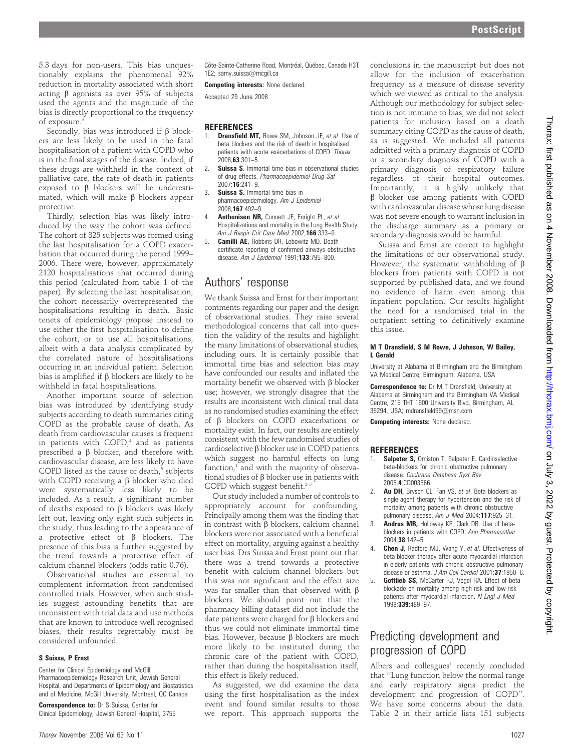5.3 days for non-users. This bias unquestionably explains the phenomenal 92% reduction in mortality associated with short acting β agonists as over 95% of subjects used the agents and the magnitude of the bias is directly proportional to the frequency of exposure.[3]

Secondly, bias was introduced if β blockers are less likely to be used in the fatal hospitalisation of a patient with COPD who is in the final stages of the disease. Indeed, if these drugs are withheld in the context of palliative care, the rate of death in patients exposed to β blockers will be underestimated, which will make β blockers appear protective.

Thirdly, selection bias was likely introduced by the way the cohort was defined. The cohort of 825 subjects was formed using the last hospitalisation for a COPD exacerbation that occurred during the period 1999–2006. There were, however, approximately 2120 hospitalisations that occurred during this period (calculated from table 1 of the paper). By selecting the last hospitalisation, the cohort necessarily overrepresented the hospitalisations resulting in death. Basic tenets of epidemiology propose instead to use either the first hospitalisation to define the cohort, or to use all hospitalisations, albeit with a data analysis complicated by the correlated nature of hospitalisations occurring in an individual patient. Selection bias is amplified if β blockers are likely to be withheld in fatal hospitalisations.

Another important source of selection bias was introduced by identifying study subjects according to death summaries citing COPD as the probable cause of death. As death from cardiovascular causes is frequent in patients with COPD,[4] and as patients prescribed a β blocker, and therefore with cardiovascular disease, are less likely to have COPD listed as the cause of death,[5] subjects with COPD receiving a β blocker who died were systematically less likely to be included. As a result, a significant number of deaths exposed to β blockers was likely left out, leaving only eight such subjects in the study, thus leading to the appearance of a protective effect of β blockers. The presence of this bias is further suggested by the trend towards a protective effect of calcium channel blockers (odds ratio 0.76).

Observational studies are essential to complement information from randomised controlled trials. However, when such studies suggest astounding benefits that are inconsistent with trial data and use methods that are known to introduce well recognised biases, their results regrettably must be considered unfounded.

**S Suissa, P Ernst**

Center for Clinical Epidemiology and McGill Pharmacoepidemiology Research Unit, Jewish General Hospital, and Departments of Epidemiology and Biostatistics and of Medicine, McGill University, Montreal, QC Canada

**Correspondence to:** Dr S Suissa, Center for Clinical Epidemiology, Jewish General Hospital, 3755 Côte-Sainte-Catherine Road, Montréal, Québec, Canada H3T 1E2; samy.suissa@mcgill.ca

**Competing interests:** None declared.

Accepted 29 June 2008

## REFERENCES

1. **Dransfield MT,** Rowe SM, Johnson JE, *et al*. Use of beta blockers and the risk of death in hospitalised patients with acute exacerbations of COPD. *Thorax* 2008;**63**:301–5.
2. **Suissa S.** Immortal time bias in observational studies of drug effects. *Pharmacoepidemiol Drug Saf* 2007;**16**:241–9.
3. **Suissa S.** Immortal time bias in pharmacoepidemiology. *Am J Epidemiol* 2008;**167**:492–9.
4. **Anthonisen NR,** Connett JE, Enright PL, *et al*. Hospitalizations and mortality in the Lung Health Study. *Am J Respir Crit Care Med* 2002;**166**:333–9.
5. **Camilli AE,** Robbins DR, Lebowitz MD. Death certificate reporting of confirmed airways obstructive disease. *Am J Epidemiol* 1991;**133**:795–800.

# Authors' response

We thank Suissa and Ernst for their important comments regarding our paper and the design of observational studies. They raise several methodological concerns that call into question the validity of the results and highlight the many limitations of observational studies, including ours. It is certainly possible that immortal time bias and selection bias may have confounded our results and inflated the mortality benefit we observed with β blocker use; however, we strongly disagree that the results are inconsistent with clinical trial data as no randomised studies examining the effect of β blockers on COPD exacerbations or mortality exist. In fact, our results are entirely consistent with the few randomised studies of cardioselective β blocker use in COPD patients which suggest no harmful effects on lung function,[1] and with the majority of observational studies of β blocker use in patients with COPD which suggest benefit.[2–5]

Our study included a number of controls to appropriately account for confounding. Principally among them was the finding that in contrast with β blockers, calcium channel blockers were not associated with a beneficial effect on mortality, arguing against a healthy user bias. Drs Suissa and Ernst point out that there was a trend towards a protective benefit with calcium channel blockers but this was not significant and the effect size was far smaller than that observed with β blockers. We should point out that the pharmacy billing dataset did not include the date patients were charged for β blockers and thus we could not eliminate immortal time bias. However, because β blockers are much more likely to be instituted during the chronic care of the patient with COPD, rather than during the hospitalisation itself, this effect is likely reduced.

As suggested, we did examine the data using the first hospitalisation as the index event and found similar results to those we report. This approach supports the conclusions in the manuscript but does not allow for the inclusion of exacerbation frequency as a measure of disease severity which we viewed as critical to the analysis. Although our methodology for subject selection is not immune to bias, we did not select patients for inclusion based on a death summary citing COPD as the cause of death, as is suggested. We included all patients admitted with a primary diagnosis of COPD or a secondary diagnosis of COPD with a primary diagnosis of respiratory failure regardless of their hospital outcomes. Importantly, it is highly unlikely that β blocker use among patients with COPD with cardiovascular disease whose lung disease was not severe enough to warrant inclusion in the discharge summary as a primary or secondary diagnosis would be harmful.

Suissa and Ernst are correct to highlight the limitations of our observational study. However, the systematic withholding of β blockers from patients with COPD is not supported by published data, and we found no evidence of harm even among this inpatient population. Our results highlight the need for a randomised trial in the outpatient setting to definitively examine this issue.

**M T Dransfield, S M Rowe, J Johnson, W Bailey, L Gerald**

University at Alabama at Birmingham and the Birmingham VA Medical Centre, Birmingham, Alabama, USA

**Correspondence to:** Dr M T Dransfield, University at Alabama at Birmingham and the Birmingham VA Medical Centre, 215 THT 1900 University Blvd, Birmingham, AL 35294, USA; mdransfield99@msn.com

**Competing interests:** None declared.

## REFERENCES

1. **Salpeter S,** Omiston T, Salpeter E. Cardioselective beta-blockers for chronic obstructive pulmonary disease. *Cochrane Database Syst Rev* 2005;**4**:CD003566.
2. **Au DH,** Bryson CL, Fan VS, *et al*. Beta-blockers as single-agent therapy for hypertension and the risk of mortality among patients with chronic obstructive pulmonary disease. *Am J Med* 2004;**117**:925–31.
3. **Andrus MR,** Holloway KP, Clark DB. Use of beta-blockers in patients with COPD. *Ann Pharmacother* 2004;**38**:142–5.
4. **Chen J,** Radford MJ, Wang Y, *et al*. Effectiveness of beta-blocker therapy after acute myocardial infarction in elderly patients with chronic obstructive pulmonary disease or asthma. *J Am Coll Cardiol* 2001;**37**:1950–6.
5. **Gottlieb SS,** McCarter RJ, Vogel RA. Effect of beta-blockade on mortality among high-risk and low-risk patients after myocardial infarction. *N Engl J Med* 1998;**339**:489–97.

# Predicting development and progression of COPD

Albers and colleagues[1] recently concluded that "Lung function below the normal range and early respiratory signs predict the development and progression of COPD". We have some concerns about the data. Table 2 in their article lists 151 subjects